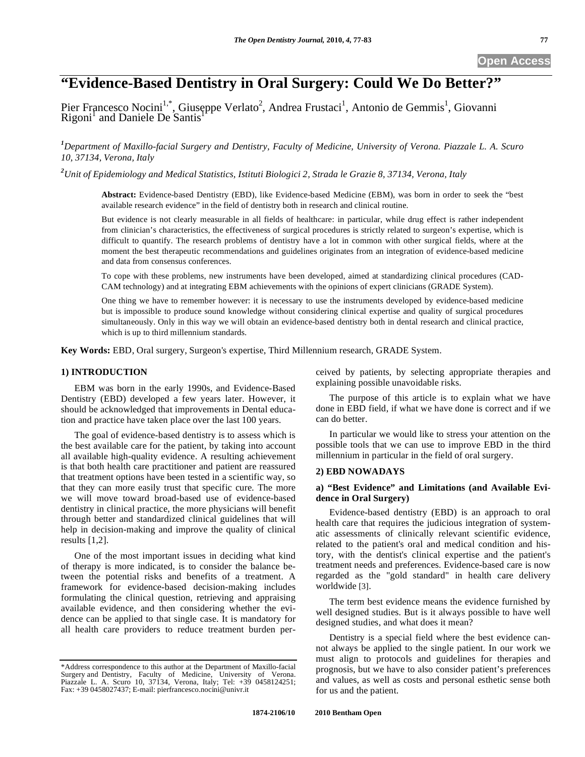Open Access

# "Evidence-Based Dentistry in Oral Surgery: Could We Do Better?"

Pier Francesco Nocini[1,*], Giuseppe Verlato[2], Andrea Frustaci[1], Antonio de Gemmis[1], Giovanni Rigoni[1] and Daniele De Santis[1]

[1]*Department of Maxillo-facial Surgery and Dentistry, Faculty of Medicine, University of Verona. Piazzale L. A. Scuro 10, 37134, Verona, Italy*

[2]*Unit of Epidemiology and Medical Statistics, Istituti Biologici 2, Strada le Grazie 8, 37134, Verona, Italy*

**Abstract:** Evidence-based Dentistry (EBD), like Evidence-based Medicine (EBM), was born in order to seek the "best available research evidence" in the field of dentistry both in research and clinical routine.

But evidence is not clearly measurable in all fields of healthcare: in particular, while drug effect is rather independent from clinician's characteristics, the effectiveness of surgical procedures is strictly related to surgeon's expertise, which is difficult to quantify. The research problems of dentistry have a lot in common with other surgical fields, where at the moment the best therapeutic recommendations and guidelines originates from an integration of evidence-based medicine and data from consensus conferences.

To cope with these problems, new instruments have been developed, aimed at standardizing clinical procedures (CAD-CAM technology) and at integrating EBM achievements with the opinions of expert clinicians (GRADE System).

One thing we have to remember however: it is necessary to use the instruments developed by evidence-based medicine but is impossible to produce sound knowledge without considering clinical expertise and quality of surgical procedures simultaneously. Only in this way we will obtain an evidence-based dentistry both in dental research and clinical practice, which is up to third millennium standards.

**Key Words:** EBD, Oral surgery, Surgeon's expertise, Third Millennium research, GRADE System.

## 1) INTRODUCTION

EBM was born in the early 1990s, and Evidence-Based Dentistry (EBD) developed a few years later. However, it should be acknowledged that improvements in Dental education and practice have taken place over the last 100 years.

The goal of evidence-based dentistry is to assess which is the best available care for the patient, by taking into account all available high-quality evidence. A resulting achievement is that both health care practitioner and patient are reassured that treatment options have been tested in a scientific way, so that they can more easily trust that specific cure. The more we will move toward broad-based use of evidence-based dentistry in clinical practice, the more physicians will benefit through better and standardized clinical guidelines that will help in decision-making and improve the quality of clinical results [1,2].

One of the most important issues in deciding what kind of therapy is more indicated, is to consider the balance between the potential risks and benefits of a treatment. A framework for evidence-based decision-making includes formulating the clinical question, retrieving and appraising available evidence, and then considering whether the evidence can be applied to that single case. It is mandatory for all health care providers to reduce treatment burden perceived by patients, by selecting appropriate therapies and explaining possible unavoidable risks.

The purpose of this article is to explain what we have done in EBD field, if what we have done is correct and if we can do better.

In particular we would like to stress your attention on the possible tools that we can use to improve EBD in the third millennium in particular in the field of oral surgery.

## 2) EBD NOWADAYS

### a) "Best Evidence" and Limitations (and Available Evidence in Oral Surgery)

Evidence-based dentistry (EBD) is an approach to oral health care that requires the judicious integration of systematic assessments of clinically relevant scientific evidence, related to the patient's oral and medical condition and history, with the dentist's clinical expertise and the patient's treatment needs and preferences. Evidence-based care is now regarded as the "gold standard" in health care delivery worldwide [3].

The term best evidence means the evidence furnished by well designed studies. But is it always possible to have well designed studies, and what does it mean?

Dentistry is a special field where the best evidence cannot always be applied to the single patient. In our work we must align to protocols and guidelines for therapies and prognosis, but we have to also consider patient's preferences and values, as well as costs and personal esthetic sense both for us and the patient.

*Address correspondence to this author at the Department of Maxillo-facial Surgery and Dentistry, Faculty of Medicine, University of Verona. Piazzale L. A. Scuro 10, 37134, Verona, Italy; Tel: +39 0458124251; Fax: +39 0458027437; E-mail: pierfrancesco.nocini@univr.it

1874-2106/10 2010 Bentham Open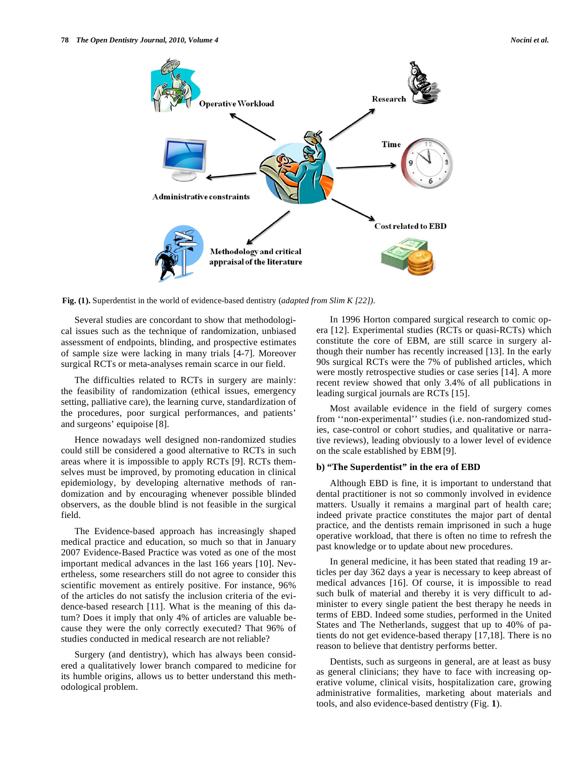Operative Workload

Research

Time

Administrative constraints

Cost related to EBD

Methodology and critical appraisal of the literature

**Fig. (1).** Superdentist in the world of evidence-based dentistry (*adapted from Slim K [22]).*

Several studies are concordant to show that methodological issues such as the technique of randomization, unbiased assessment of endpoints, blinding, and prospective estimates of sample size were lacking in many trials [4-7]. Moreover surgical RCTs or meta-analyses remain scarce in our field.

The difficulties related to RCTs in surgery are mainly: the feasibility of randomization (ethical issues, emergency setting, palliative care), the learning curve, standardization of the procedures, poor surgical performances, and patients' and surgeons' equipoise [8].

Hence nowadays well designed non-randomized studies could still be considered a good alternative to RCTs in such areas where it is impossible to apply RCTs [9]. RCTs themselves must be improved, by promoting education in clinical epidemiology, by developing alternative methods of randomization and by encouraging whenever possible blinded observers, as the double blind is not feasible in the surgical field.

The Evidence-based approach has increasingly shaped medical practice and education, so much so that in January 2007 Evidence-Based Practice was voted as one of the most important medical advances in the last 166 years [10]. Nevertheless, some researchers still do not agree to consider this scientific movement as entirely positive. For instance, 96% of the articles do not satisfy the inclusion criteria of the evidence-based research [11]. What is the meaning of this datum? Does it imply that only 4% of articles are valuable because they were the only correctly executed? That 96% of studies conducted in medical research are not reliable?

Surgery (and dentistry), which has always been considered a qualitatively lower branch compared to medicine for its humble origins, allows us to better understand this methodological problem.

In 1996 Horton compared surgical research to comic opera [12]. Experimental studies (RCTs or quasi-RCTs) which constitute the core of EBM, are still scarce in surgery although their number has recently increased [13]. In the early 90s surgical RCTs were the 7% of published articles, which were mostly retrospective studies or case series [14]. A more recent review showed that only 3.4% of all publications in leading surgical journals are RCTs [15].

Most available evidence in the field of surgery comes from ''non-experimental'' studies (i.e. non-randomized studies, case-control or cohort studies, and qualitative or narrative reviews), leading obviously to a lower level of evidence on the scale established by EBM [9].

### b) "The Superdentist" in the era of EBD

Although EBD is fine, it is important to understand that dental practitioner is not so commonly involved in evidence matters. Usually it remains a marginal part of health care; indeed private practice constitutes the major part of dental practice, and the dentists remain imprisoned in such a huge operative workload, that there is often no time to refresh the past knowledge or to update about new procedures.

In general medicine, it has been stated that reading 19 articles per day 362 days a year is necessary to keep abreast of medical advances [16]. Of course, it is impossible to read such bulk of material and thereby it is very difficult to administer to every single patient the best therapy he needs in terms of EBD. Indeed some studies, performed in the United States and The Netherlands, suggest that up to 40% of patients do not get evidence-based therapy [17,18]. There is no reason to believe that dentistry performs better.

Dentists, such as surgeons in general, are at least as busy as general clinicians; they have to face with increasing operative volume, clinical visits, hospitalization care, growing administrative formalities, marketing about materials and tools, and also evidence-based dentistry (Fig. **1**).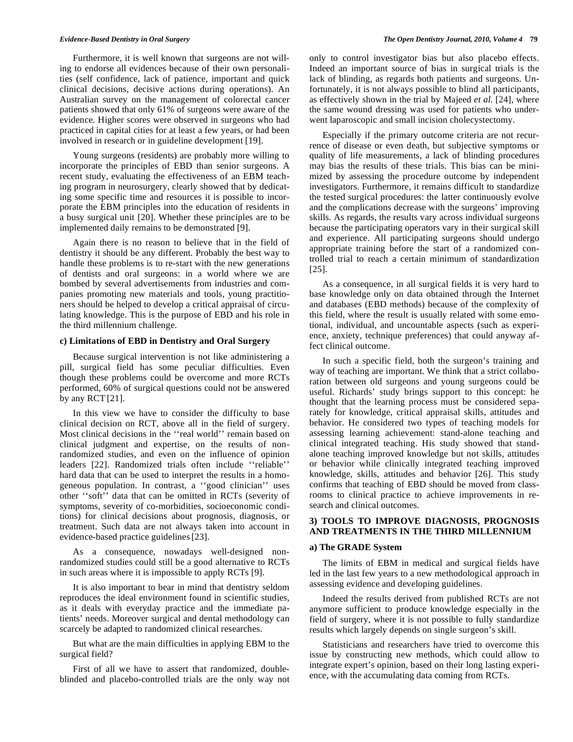Furthermore, it is well known that surgeons are not willing to endorse all evidences because of their own personalities (self confidence, lack of patience, important and quick clinical decisions, decisive actions during operations). An Australian survey on the management of colorectal cancer patients showed that only 61% of surgeons were aware of the evidence. Higher scores were observed in surgeons who had practiced in capital cities for at least a few years, or had been involved in research or in guideline development [19].

Young surgeons (residents) are probably more willing to incorporate the principles of EBD than senior surgeons. A recent study, evaluating the effectiveness of an EBM teaching program in neurosurgery, clearly showed that by dedicating some specific time and resources it is possible to incorporate the EBM principles into the education of residents in a busy surgical unit [20]. Whether these principles are to be implemented daily remains to be demonstrated [9].

Again there is no reason to believe that in the field of dentistry it should be any different. Probably the best way to handle these problems is to re-start with the new generations of dentists and oral surgeons: in a world where we are bombed by several advertisements from industries and companies promoting new materials and tools, young practitioners should be helped to develop a critical appraisal of circulating knowledge. This is the purpose of EBD and his role in the third millennium challenge.

#### c) Limitations of EBD in Dentistry and Oral Surgery

Because surgical intervention is not like administering a pill, surgical field has some peculiar difficulties. Even though these problems could be overcome and more RCTs performed, 60% of surgical questions could not be answered by any RCT [21].

In this view we have to consider the difficulty to base clinical decision on RCT, above all in the field of surgery. Most clinical decisions in the ''real world'' remain based on clinical judgment and expertise, on the results of non-randomized studies, and even on the influence of opinion leaders [22]. Randomized trials often include ''reliable'' hard data that can be used to interpret the results in a homogeneous population. In contrast, a ''good clinician'' uses other ''soft'' data that can be omitted in RCTs (severity of symptoms, severity of co-morbidities, socioeconomic conditions) for clinical decisions about prognosis, diagnosis, or treatment. Such data are not always taken into account in evidence-based practice guidelines [23].

As a consequence, nowadays well-designed non-randomized studies could still be a good alternative to RCTs in such areas where it is impossible to apply RCTs [9].

It is also important to bear in mind that dentistry seldom reproduces the ideal environment found in scientific studies, as it deals with everyday practice and the immediate patients' needs. Moreover surgical and dental methodology can scarcely be adapted to randomized clinical researches.

But what are the main difficulties in applying EBM to the surgical field?

First of all we have to assert that randomized, double-blinded and placebo-controlled trials are the only way not only to control investigator bias but also placebo effects. Indeed an important source of bias in surgical trials is the lack of blinding, as regards both patients and surgeons. Unfortunately, it is not always possible to blind all participants, as effectively shown in the trial by Majeed *et al.* [24], where the same wound dressing was used for patients who underwent laparoscopic and small incision cholecystectomy.

Especially if the primary outcome criteria are not recurrence of disease or even death, but subjective symptoms or quality of life measurements, a lack of blinding procedures may bias the results of these trials. This bias can be minimized by assessing the procedure outcome by independent investigators. Furthermore, it remains difficult to standardize the tested surgical procedures: the latter continuously evolve and the complications decrease with the surgeons' improving skills. As regards, the results vary across individual surgeons because the participating operators vary in their surgical skill and experience. All participating surgeons should undergo appropriate training before the start of a randomized controlled trial to reach a certain minimum of standardization [25].

As a consequence, in all surgical fields it is very hard to base knowledge only on data obtained through the Internet and databases (EBD methods) because of the complexity of this field, where the result is usually related with some emotional, individual, and uncountable aspects (such as experience, anxiety, technique preferences) that could anyway affect clinical outcome.

In such a specific field, both the surgeon's training and way of teaching are important. We think that a strict collaboration between old surgeons and young surgeons could be useful. Richards' study brings support to this concept: he thought that the learning process must be considered separately for knowledge, critical appraisal skills, attitudes and behavior. He considered two types of teaching models for assessing learning achievement: stand-alone teaching and clinical integrated teaching. His study showed that stand-alone teaching improved knowledge but not skills, attitudes or behavior while clinically integrated teaching improved knowledge, skills, attitudes and behavior [26]. This study confirms that teaching of EBD should be moved from classrooms to clinical practice to achieve improvements in research and clinical outcomes.

### 3) TOOLS TO IMPROVE DIAGNOSIS, PROGNOSIS AND TREATMENTS IN THE THIRD MILLENNIUM

#### a) The GRADE System

The limits of EBM in medical and surgical fields have led in the last few years to a new methodological approach in assessing evidence and developing guidelines.

Indeed the results derived from published RCTs are not anymore sufficient to produce knowledge especially in the field of surgery, where it is not possible to fully standardize results which largely depends on single surgeon's skill.

Statisticians and researchers have tried to overcome this issue by constructing new methods, which could allow to integrate expert's opinion, based on their long lasting experience, with the accumulating data coming from RCTs.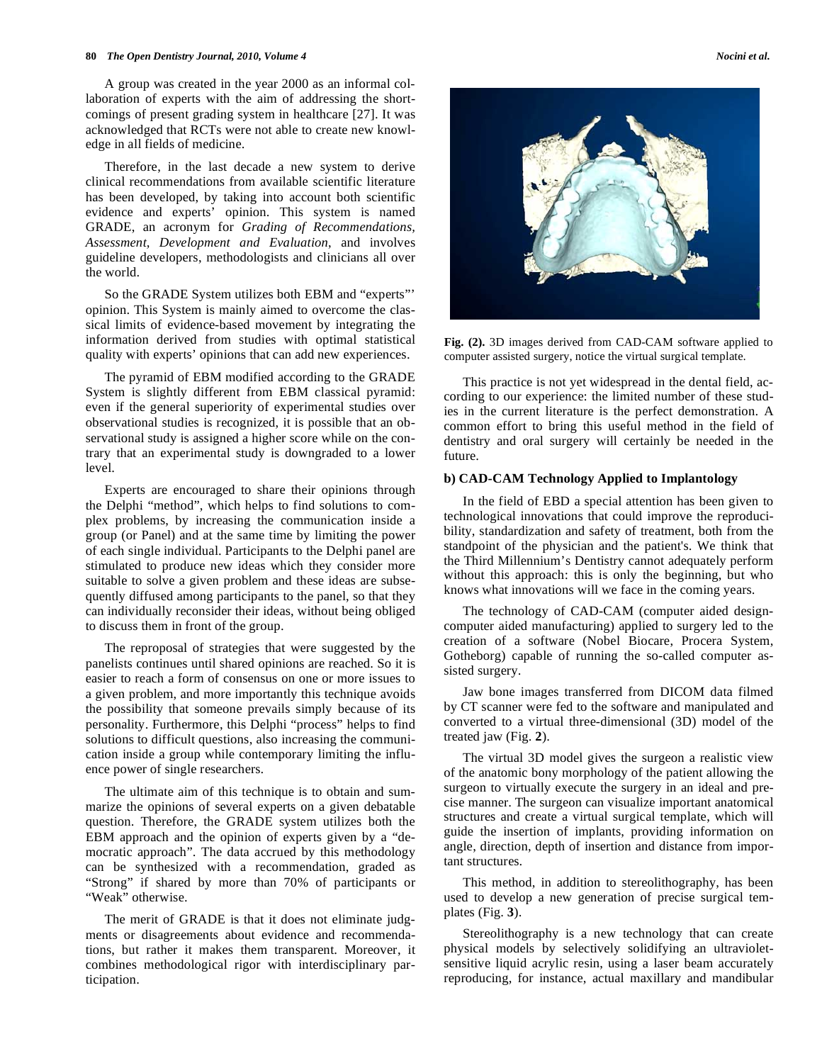A group was created in the year 2000 as an informal collaboration of experts with the aim of addressing the shortcomings of present grading system in healthcare [27]. It was acknowledged that RCTs were not able to create new knowledge in all fields of medicine.

Therefore, in the last decade a new system to derive clinical recommendations from available scientific literature has been developed, by taking into account both scientific evidence and experts' opinion. This system is named GRADE, an acronym for *Grading of Recommendations, Assessment, Development and Evaluation*, and involves guideline developers, methodologists and clinicians all over the world.

So the GRADE System utilizes both EBM and "experts"' opinion. This System is mainly aimed to overcome the classical limits of evidence-based movement by integrating the information derived from studies with optimal statistical quality with experts' opinions that can add new experiences.

The pyramid of EBM modified according to the GRADE System is slightly different from EBM classical pyramid: even if the general superiority of experimental studies over observational studies is recognized, it is possible that an observational study is assigned a higher score while on the contrary that an experimental study is downgraded to a lower level.

Experts are encouraged to share their opinions through the Delphi "method", which helps to find solutions to complex problems, by increasing the communication inside a group (or Panel) and at the same time by limiting the power of each single individual. Participants to the Delphi panel are stimulated to produce new ideas which they consider more suitable to solve a given problem and these ideas are subsequently diffused among participants to the panel, so that they can individually reconsider their ideas, without being obliged to discuss them in front of the group.

The reproposal of strategies that were suggested by the panelists continues until shared opinions are reached. So it is easier to reach a form of consensus on one or more issues to a given problem, and more importantly this technique avoids the possibility that someone prevails simply because of its personality. Furthermore, this Delphi "process" helps to find solutions to difficult questions, also increasing the communication inside a group while contemporary limiting the influence power of single researchers.

The ultimate aim of this technique is to obtain and summarize the opinions of several experts on a given debatable question. Therefore, the GRADE system utilizes both the EBM approach and the opinion of experts given by a "democratic approach". The data accrued by this methodology can be synthesized with a recommendation, graded as "Strong" if shared by more than 70% of participants or "Weak" otherwise.

The merit of GRADE is that it does not eliminate judgments or disagreements about evidence and recommendations, but rather it makes them transparent. Moreover, it combines methodological rigor with interdisciplinary participation.

**Fig. (2).** 3D images derived from CAD-CAM software applied to computer assisted surgery, notice the virtual surgical template.

This practice is not yet widespread in the dental field, according to our experience: the limited number of these studies in the current literature is the perfect demonstration. A common effort to bring this useful method in the field of dentistry and oral surgery will certainly be needed in the future.

### b) CAD-CAM Technology Applied to Implantology

In the field of EBD a special attention has been given to technological innovations that could improve the reproducibility, standardization and safety of treatment, both from the standpoint of the physician and the patient's. We think that the Third Millennium's Dentistry cannot adequately perform without this approach: this is only the beginning, but who knows what innovations will we face in the coming years.

The technology of CAD-CAM (computer aided design-computer aided manufacturing) applied to surgery led to the creation of a software (Nobel Biocare, Procera System, Gotheborg) capable of running the so-called computer assisted surgery.

Jaw bone images transferred from DICOM data filmed by CT scanner were fed to the software and manipulated and converted to a virtual three-dimensional (3D) model of the treated jaw (Fig. **2**).

The virtual 3D model gives the surgeon a realistic view of the anatomic bony morphology of the patient allowing the surgeon to virtually execute the surgery in an ideal and precise manner. The surgeon can visualize important anatomical structures and create a virtual surgical template, which will guide the insertion of implants, providing information on angle, direction, depth of insertion and distance from important structures.

This method, in addition to stereolithography, has been used to develop a new generation of precise surgical templates (Fig. **3**).

Stereolithography is a new technology that can create physical models by selectively solidifying an ultraviolet-sensitive liquid acrylic resin, using a laser beam accurately reproducing, for instance, actual maxillary and mandibular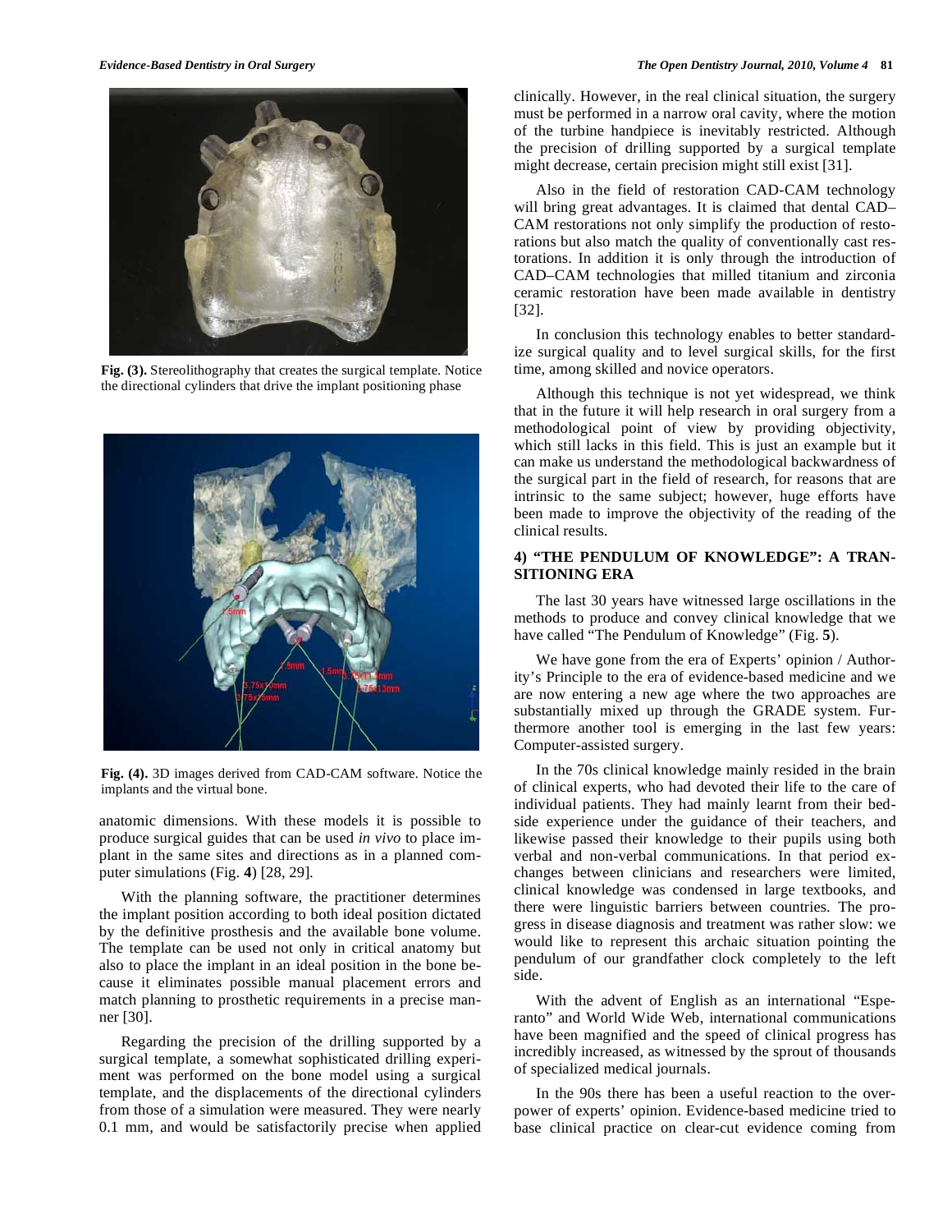Fig. (3). Stereolithography that creates the surgical template. Notice the directional cylinders that drive the implant positioning phase

Fig. (4). 3D images derived from CAD-CAM software. Notice the implants and the virtual bone.

anatomic dimensions. With these models it is possible to produce surgical guides that can be used *in vivo* to place implant in the same sites and directions as in a planned computer simulations (Fig. **4**) [28, 29].

With the planning software, the practitioner determines the implant position according to both ideal position dictated by the definitive prosthesis and the available bone volume. The template can be used not only in critical anatomy but also to place the implant in an ideal position in the bone because it eliminates possible manual placement errors and match planning to prosthetic requirements in a precise manner [30].

Regarding the precision of the drilling supported by a surgical template, a somewhat sophisticated drilling experiment was performed on the bone model using a surgical template, and the displacements of the directional cylinders from those of a simulation were measured. They were nearly 0.1 mm, and would be satisfactorily precise when applied clinically. However, in the real clinical situation, the surgery must be performed in a narrow oral cavity, where the motion of the turbine handpiece is inevitably restricted. Although the precision of drilling supported by a surgical template might decrease, certain precision might still exist [31].

Also in the field of restoration CAD-CAM technology will bring great advantages. It is claimed that dental CAD–CAM restorations not only simplify the production of restorations but also match the quality of conventionally cast restorations. In addition it is only through the introduction of CAD–CAM technologies that milled titanium and zirconia ceramic restoration have been made available in dentistry [32].

In conclusion this technology enables to better standardize surgical quality and to level surgical skills, for the first time, among skilled and novice operators.

Although this technique is not yet widespread, we think that in the future it will help research in oral surgery from a methodological point of view by providing objectivity, which still lacks in this field. This is just an example but it can make us understand the methodological backwardness of the surgical part in the field of research, for reasons that are intrinsic to the same subject; however, huge efforts have been made to improve the objectivity of the reading of the clinical results.

## 4) "THE PENDULUM OF KNOWLEDGE": A TRANSITIONING ERA

The last 30 years have witnessed large oscillations in the methods to produce and convey clinical knowledge that we have called "The Pendulum of Knowledge" (Fig. **5**).

We have gone from the era of Experts' opinion / Authority's Principle to the era of evidence-based medicine and we are now entering a new age where the two approaches are substantially mixed up through the GRADE system. Furthermore another tool is emerging in the last few years: Computer-assisted surgery.

In the 70s clinical knowledge mainly resided in the brain of clinical experts, who had devoted their life to the care of individual patients. They had mainly learnt from their bedside experience under the guidance of their teachers, and likewise passed their knowledge to their pupils using both verbal and non-verbal communications. In that period exchanges between clinicians and researchers were limited, clinical knowledge was condensed in large textbooks, and there were linguistic barriers between countries. The progress in disease diagnosis and treatment was rather slow: we would like to represent this archaic situation pointing the pendulum of our grandfather clock completely to the left side.

With the advent of English as an international "Esperanto" and World Wide Web, international communications have been magnified and the speed of clinical progress has incredibly increased, as witnessed by the sprout of thousands of specialized medical journals.

In the 90s there has been a useful reaction to the overpower of experts' opinion. Evidence-based medicine tried to base clinical practice on clear-cut evidence coming from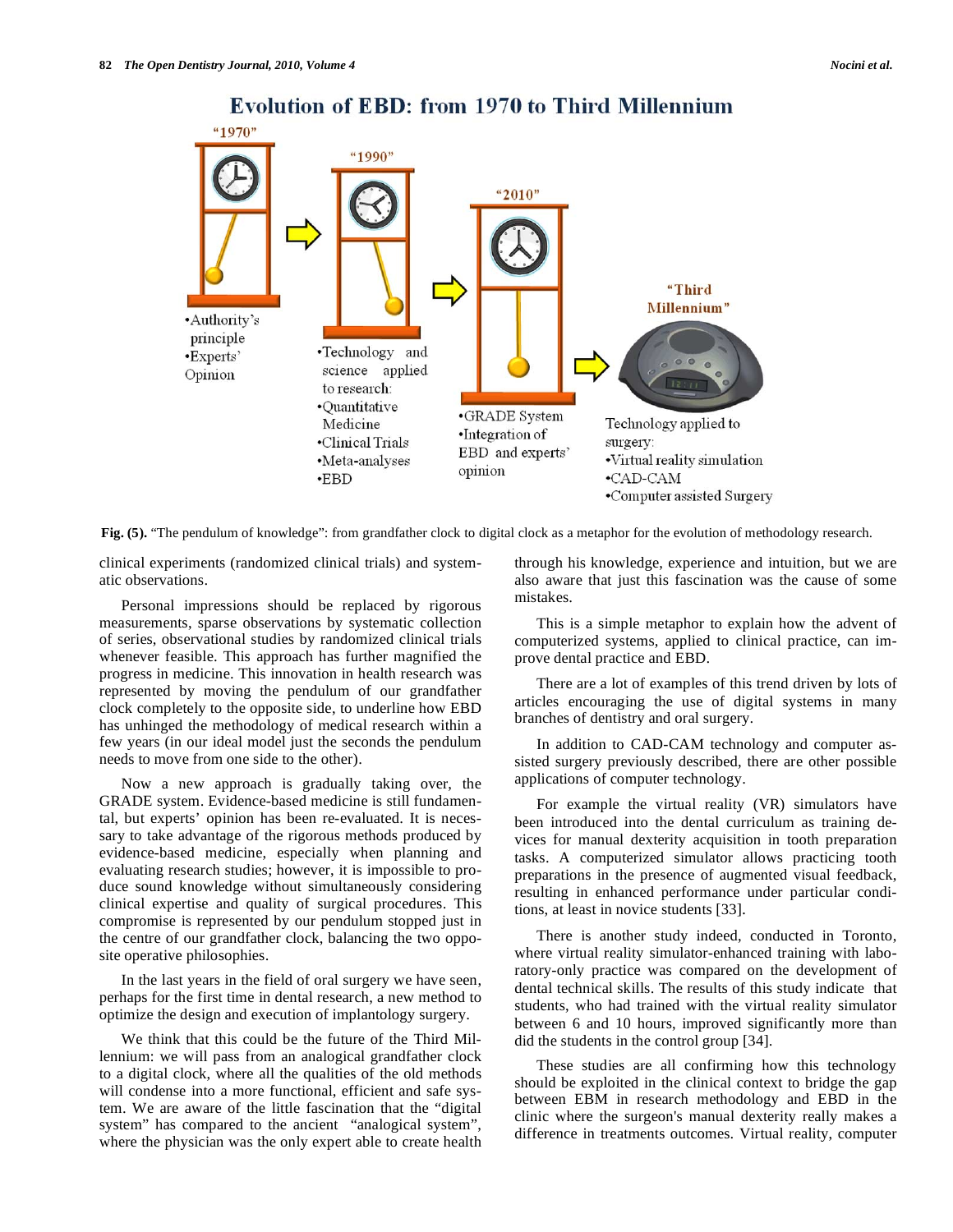**Fig. (5).** "The pendulum of knowledge": from grandfather clock to digital clock as a metaphor for the evolution of methodology research.

clinical experiments (randomized clinical trials) and systematic observations.

Personal impressions should be replaced by rigorous measurements, sparse observations by systematic collection of series, observational studies by randomized clinical trials whenever feasible. This approach has further magnified the progress in medicine. This innovation in health research was represented by moving the pendulum of our grandfather clock completely to the opposite side, to underline how EBD has unhinged the methodology of medical research within a few years (in our ideal model just the seconds the pendulum needs to move from one side to the other).

Now a new approach is gradually taking over, the GRADE system. Evidence-based medicine is still fundamental, but experts' opinion has been re-evaluated. It is necessary to take advantage of the rigorous methods produced by evidence-based medicine, especially when planning and evaluating research studies; however, it is impossible to produce sound knowledge without simultaneously considering clinical expertise and quality of surgical procedures. This compromise is represented by our pendulum stopped just in the centre of our grandfather clock, balancing the two opposite operative philosophies.

In the last years in the field of oral surgery we have seen, perhaps for the first time in dental research, a new method to optimize the design and execution of implantology surgery.

We think that this could be the future of the Third Millennium: we will pass from an analogical grandfather clock to a digital clock, where all the qualities of the old methods will condense into a more functional, efficient and safe system. We are aware of the little fascination that the "digital system" has compared to the ancient "analogical system", where the physician was the only expert able to create health through his knowledge, experience and intuition, but we are also aware that just this fascination was the cause of some mistakes.

This is a simple metaphor to explain how the advent of computerized systems, applied to clinical practice, can improve dental practice and EBD.

There are a lot of examples of this trend driven by lots of articles encouraging the use of digital systems in many branches of dentistry and oral surgery.

In addition to CAD-CAM technology and computer assisted surgery previously described, there are other possible applications of computer technology.

For example the virtual reality (VR) simulators have been introduced into the dental curriculum as training devices for manual dexterity acquisition in tooth preparation tasks. A computerized simulator allows practicing tooth preparations in the presence of augmented visual feedback, resulting in enhanced performance under particular conditions, at least in novice students [33].

There is another study indeed, conducted in Toronto, where virtual reality simulator-enhanced training with laboratory-only practice was compared on the development of dental technical skills. The results of this study indicate that students, who had trained with the virtual reality simulator between 6 and 10 hours, improved significantly more than did the students in the control group [34].

These studies are all confirming how this technology should be exploited in the clinical context to bridge the gap between EBM in research methodology and EBD in the clinic where the surgeon's manual dexterity really makes a difference in treatments outcomes. Virtual reality, computer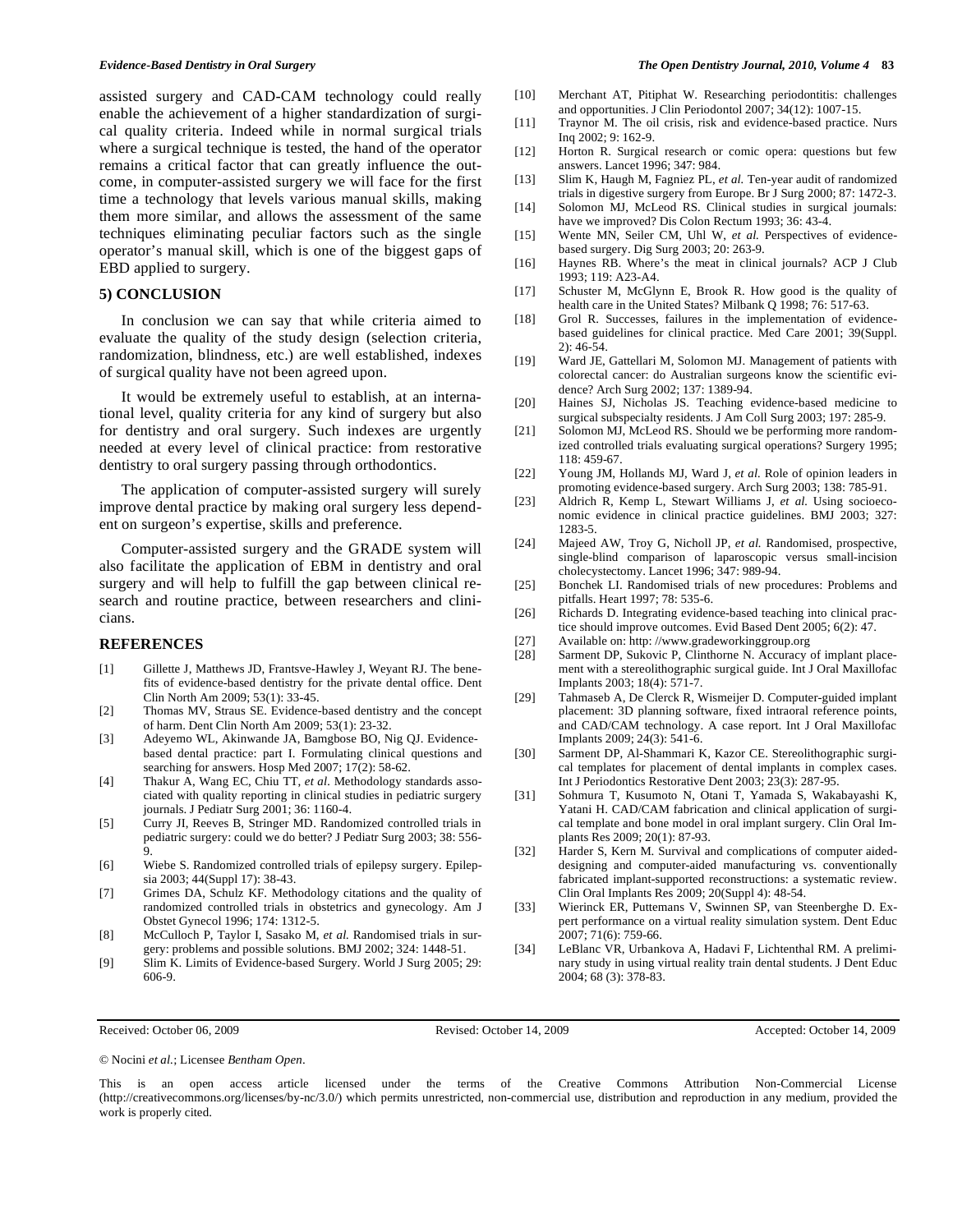assisted surgery and CAD-CAM technology could really enable the achievement of a higher standardization of surgical quality criteria. Indeed while in normal surgical trials where a surgical technique is tested, the hand of the operator remains a critical factor that can greatly influence the outcome, in computer-assisted surgery we will face for the first time a technology that levels various manual skills, making them more similar, and allows the assessment of the same techniques eliminating peculiar factors such as the single operator's manual skill, which is one of the biggest gaps of EBD applied to surgery.

## 5) CONCLUSION

In conclusion we can say that while criteria aimed to evaluate the quality of the study design (selection criteria, randomization, blindness, etc.) are well established, indexes of surgical quality have not been agreed upon.

It would be extremely useful to establish, at an international level, quality criteria for any kind of surgery but also for dentistry and oral surgery. Such indexes are urgently needed at every level of clinical practice: from restorative dentistry to oral surgery passing through orthodontics.

The application of computer-assisted surgery will surely improve dental practice by making oral surgery less dependent on surgeon's expertise, skills and preference.

Computer-assisted surgery and the GRADE system will also facilitate the application of EBM in dentistry and oral surgery and will help to fulfill the gap between clinical research and routine practice, between researchers and clinicians.

## REFERENCES

[1] Gillette J, Matthews JD, Frantsve-Hawley J, Weyant RJ. The benefits of evidence-based dentistry for the private dental office. Dent Clin North Am 2009; 53(1): 33-45.

[2] Thomas MV, Straus SE. Evidence-based dentistry and the concept of harm. Dent Clin North Am 2009; 53(1): 23-32.

[3] Adeyemo WL, Akinwande JA, Bamgbose BO, Nig QJ. Evidence-based dental practice: part I. Formulating clinical questions and searching for answers. Hosp Med 2007; 17(2): 58-62.

[4] Thakur A, Wang EC, Chiu TT, *et al*. Methodology standards associated with quality reporting in clinical studies in pediatric surgery journals. J Pediatr Surg 2001; 36: 1160-4.

[5] Curry JI, Reeves B, Stringer MD. Randomized controlled trials in pediatric surgery: could we do better? J Pediatr Surg 2003; 38: 556-9.

[6] Wiebe S. Randomized controlled trials of epilepsy surgery. Epilepsia 2003; 44(Suppl 17): 38-43.

[7] Grimes DA, Schulz KF. Methodology citations and the quality of randomized controlled trials in obstetrics and gynecology. Am J Obstet Gynecol 1996; 174: 1312-5.

[8] McCulloch P, Taylor I, Sasako M, *et al.* Randomised trials in surgery: problems and possible solutions. BMJ 2002; 324: 1448-51.

[9] Slim K. Limits of Evidence-based Surgery. World J Surg 2005; 29: 606-9.

[10] Merchant AT, Pitiphat W. Researching periodontitis: challenges and opportunities. J Clin Periodontol 2007; 34(12): 1007-15.

[11] Traynor M. The oil crisis, risk and evidence-based practice. Nurs Inq 2002; 9: 162-9.

[12] Horton R. Surgical research or comic opera: questions but few answers. Lancet 1996; 347: 984.

[13] Slim K, Haugh M, Fagniez PL, *et al.* Ten-year audit of randomized trials in digestive surgery from Europe. Br J Surg 2000; 87: 1472-3.

[14] Solomon MJ, McLeod RS. Clinical studies in surgical journals: have we improved? Dis Colon Rectum 1993; 36: 43-4.

[15] Wente MN, Seiler CM, Uhl W, *et al.* Perspectives of evidence-based surgery. Dig Surg 2003; 20: 263-9.

[16] Haynes RB. Where's the meat in clinical journals? ACP J Club 1993; 119: A23-A4.

[17] Schuster M, McGlynn E, Brook R. How good is the quality of health care in the United States? Milbank Q 1998; 76: 517-63.

[18] Grol R. Successes, failures in the implementation of evidence-based guidelines for clinical practice. Med Care 2001; 39(Suppl. 2): 46-54.

[19] Ward JE, Gattellari M, Solomon MJ. Management of patients with colorectal cancer: do Australian surgeons know the scientific evidence? Arch Surg 2002; 137: 1389-94.

[20] Haines SJ, Nicholas JS. Teaching evidence-based medicine to surgical subspecialty residents. J Am Coll Surg 2003; 197: 285-9.

[21] Solomon MJ, McLeod RS. Should we be performing more randomized controlled trials evaluating surgical operations? Surgery 1995; 118: 459-67.

[22] Young JM, Hollands MJ, Ward J, *et al.* Role of opinion leaders in promoting evidence-based surgery. Arch Surg 2003; 138: 785-91.

[23] Aldrich R, Kemp L, Stewart Williams J, *et al.* Using socioeconomic evidence in clinical practice guidelines. BMJ 2003; 327: 1283-5.

[24] Majeed AW, Troy G, Nicholl JP, *et al.* Randomised, prospective, single-blind comparison of laparoscopic versus small-incision cholecystectomy. Lancet 1996; 347: 989-94.

[25] Bonchek LI. Randomised trials of new procedures: Problems and pitfalls. Heart 1997; 78: 535-6.

[26] Richards D. Integrating evidence-based teaching into clinical practice should improve outcomes. Evid Based Dent 2005; 6(2): 47.

[27] Available on: http: //www.gradeworkinggroup.org

[28] Sarment DP, Sukovic P, Clinthorne N. Accuracy of implant placement with a stereolithographic surgical guide. Int J Oral Maxillofac Implants 2003; 18(4): 571-7.

[29] Tahmaseb A, De Clerck R, Wismeijer D. Computer-guided implant placement: 3D planning software, fixed intraoral reference points, and CAD/CAM technology. A case report. Int J Oral Maxillofac Implants 2009; 24(3): 541-6.

[30] Sarment DP, Al-Shammari K, Kazor CE. Stereolithographic surgical templates for placement of dental implants in complex cases. Int J Periodontics Restorative Dent 2003; 23(3): 287-95.

[31] Sohmura T, Kusumoto N, Otani T, Yamada S, Wakabayashi K, Yatani H. CAD/CAM fabrication and clinical application of surgical template and bone model in oral implant surgery. Clin Oral Implants Res 2009; 20(1): 87-93.

[32] Harder S, Kern M. Survival and complications of computer aided-designing and computer-aided manufacturing vs. conventionally fabricated implant-supported reconstructions: a systematic review. Clin Oral Implants Res 2009; 20(Suppl 4): 48-54.

[33] Wierinck ER, Puttemans V, Swinnen SP, van Steenberghe D. Expert performance on a virtual reality simulation system. Dent Educ 2007; 71(6): 759-66.

[34] LeBlanc VR, Urbankova A, Hadavi F, Lichtenthal RM. A preliminary study in using virtual reality train dental students. J Dent Educ 2004; 68 (3): 378-83.

Received: October 06, 2009 Revised: October 14, 2009 Accepted: October 14, 2009

© Nocini *et al.*; Licensee *Bentham Open*.

This is an open access article licensed under the terms of the Creative Commons Attribution Non-Commercial License (http://creativecommons.org/licenses/by-nc/3.0/) which permits unrestricted, non-commercial use, distribution and reproduction in any medium, provided the work is properly cited.